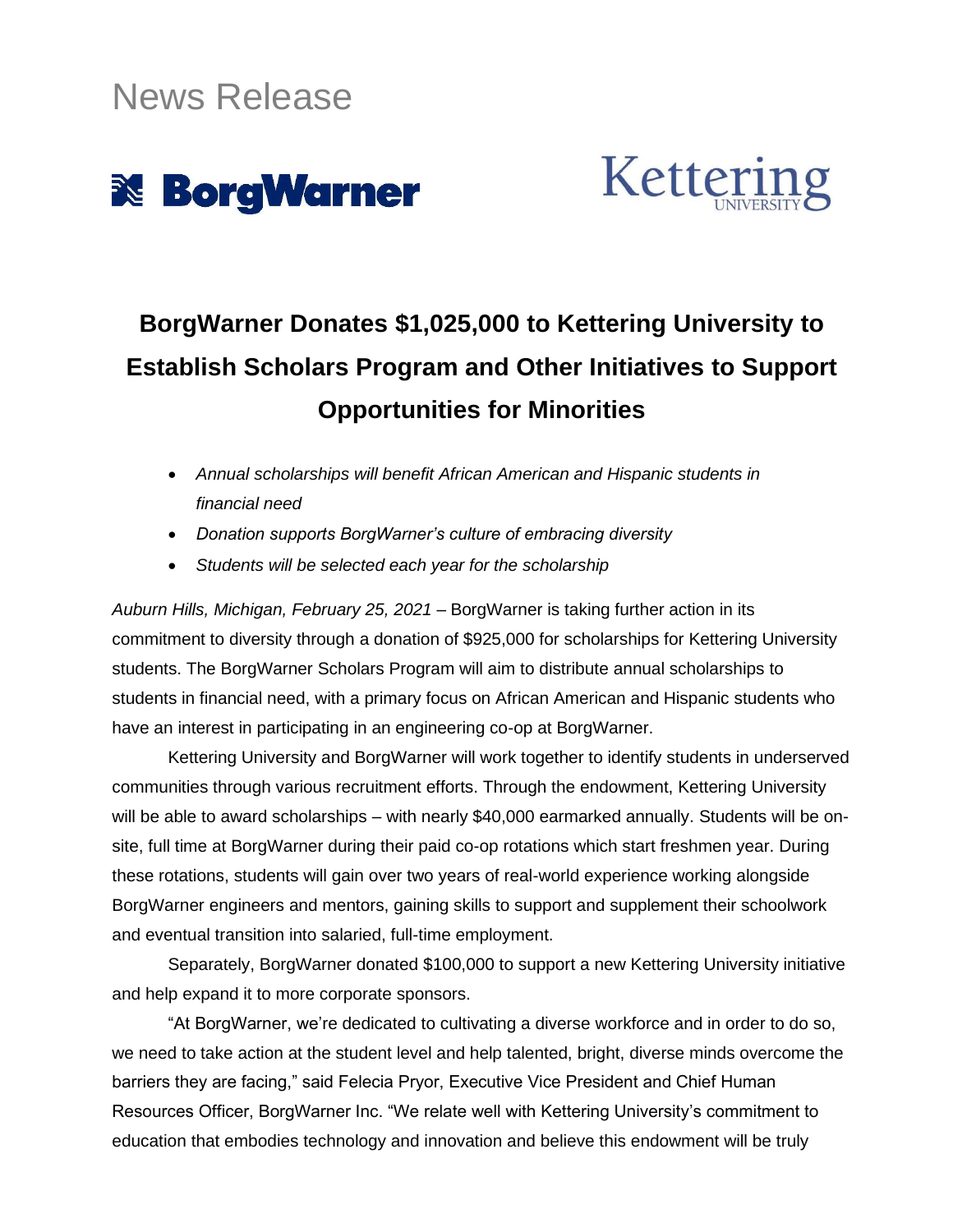# News Release

BorgWarner

Kettering UNIVERSITY

## BorgWarner Donates $1,025,000 to Kettering University to Establish Scholars Program and Other Initiatives to Support Opportunities for Minorities

- *Annual scholarships will benefit African American and Hispanic students in financial need*
- *Donation supports BorgWarner's culture of embracing diversity*
- *Students will be selected each year for the scholarship*

*Auburn Hills, Michigan, February 25, 2021* – BorgWarner is taking further action in its commitment to diversity through a donation of $925,000 for scholarships for Kettering University students. The BorgWarner Scholars Program will aim to distribute annual scholarships to students in financial need, with a primary focus on African American and Hispanic students who have an interest in participating in an engineering co-op at BorgWarner.

Kettering University and BorgWarner will work together to identify students in underserved communities through various recruitment efforts. Through the endowment, Kettering University will be able to award scholarships – with nearly $40,000 earmarked annually. Students will be on-site, full time at BorgWarner during their paid co-op rotations which start freshmen year. During these rotations, students will gain over two years of real-world experience working alongside BorgWarner engineers and mentors, gaining skills to support and supplement their schoolwork and eventual transition into salaried, full-time employment.

Separately, BorgWarner donated $100,000 to support a new Kettering University initiative and help expand it to more corporate sponsors.

"At BorgWarner, we're dedicated to cultivating a diverse workforce and in order to do so, we need to take action at the student level and help talented, bright, diverse minds overcome the barriers they are facing," said Felecia Pryor, Executive Vice President and Chief Human Resources Officer, BorgWarner Inc. "We relate well with Kettering University's commitment to education that embodies technology and innovation and believe this endowment will be truly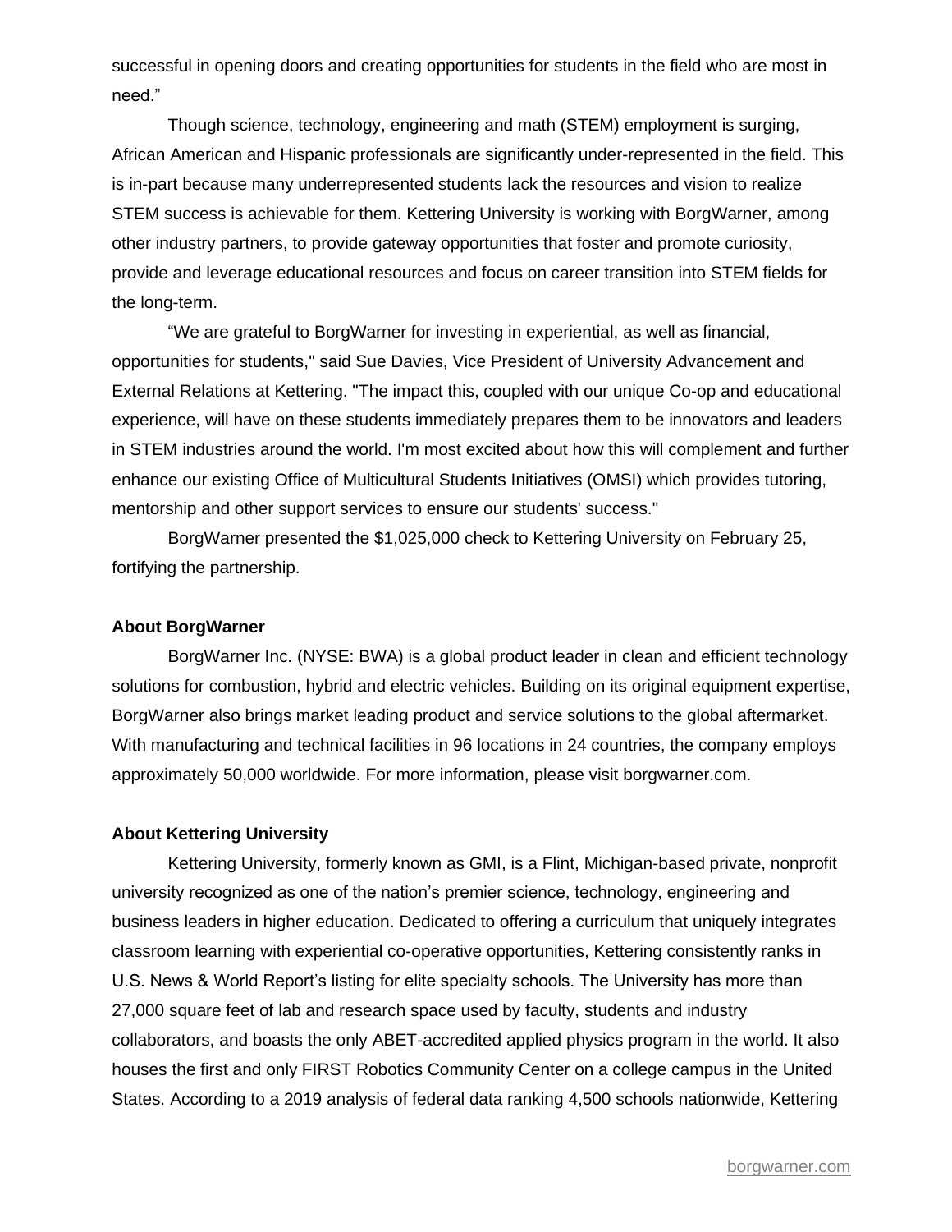successful in opening doors and creating opportunities for students in the field who are most in need."

Though science, technology, engineering and math (STEM) employment is surging, African American and Hispanic professionals are significantly under-represented in the field. This is in-part because many underrepresented students lack the resources and vision to realize STEM success is achievable for them. Kettering University is working with BorgWarner, among other industry partners, to provide gateway opportunities that foster and promote curiosity, provide and leverage educational resources and focus on career transition into STEM fields for the long-term.

"We are grateful to BorgWarner for investing in experiential, as well as financial, opportunities for students," said Sue Davies, Vice President of University Advancement and External Relations at Kettering. "The impact this, coupled with our unique Co-op and educational experience, will have on these students immediately prepares them to be innovators and leaders in STEM industries around the world. I'm most excited about how this will complement and further enhance our existing Office of Multicultural Students Initiatives (OMSI) which provides tutoring, mentorship and other support services to ensure our students' success."

BorgWarner presented the $1,025,000 check to Kettering University on February 25, fortifying the partnership.

**About BorgWarner**

BorgWarner Inc. (NYSE: BWA) is a global product leader in clean and efficient technology solutions for combustion, hybrid and electric vehicles. Building on its original equipment expertise, BorgWarner also brings market leading product and service solutions to the global aftermarket. With manufacturing and technical facilities in 96 locations in 24 countries, the company employs approximately 50,000 worldwide. For more information, please visit borgwarner.com.

**About Kettering University**

Kettering University, formerly known as GMI, is a Flint, Michigan-based private, nonprofit university recognized as one of the nation's premier science, technology, engineering and business leaders in higher education. Dedicated to offering a curriculum that uniquely integrates classroom learning with experiential co-operative opportunities, Kettering consistently ranks in U.S. News & World Report's listing for elite specialty schools. The University has more than 27,000 square feet of lab and research space used by faculty, students and industry collaborators, and boasts the only ABET-accredited applied physics program in the world. It also houses the first and only FIRST Robotics Community Center on a college campus in the United States. According to a 2019 analysis of federal data ranking 4,500 schools nationwide, Kettering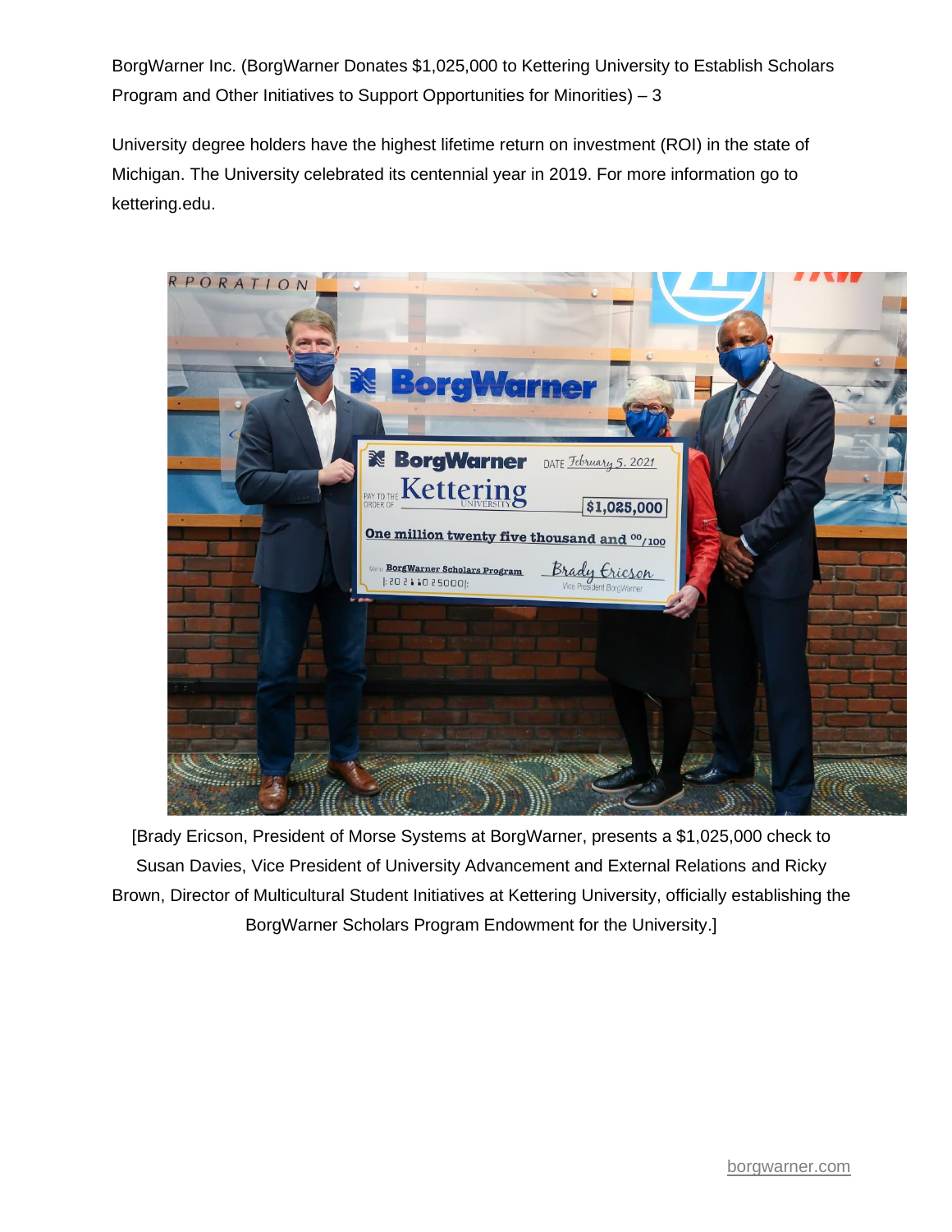University degree holders have the highest lifetime return on investment (ROI) in the state of Michigan. The University celebrated its centennial year in 2019. For more information go to kettering.edu.

[Brady Ericson, President of Morse Systems at BorgWarner, presents a $1,025,000 check to Susan Davies, Vice President of University Advancement and External Relations and Ricky Brown, Director of Multicultural Student Initiatives at Kettering University, officially establishing the BorgWarner Scholars Program Endowment for the University.]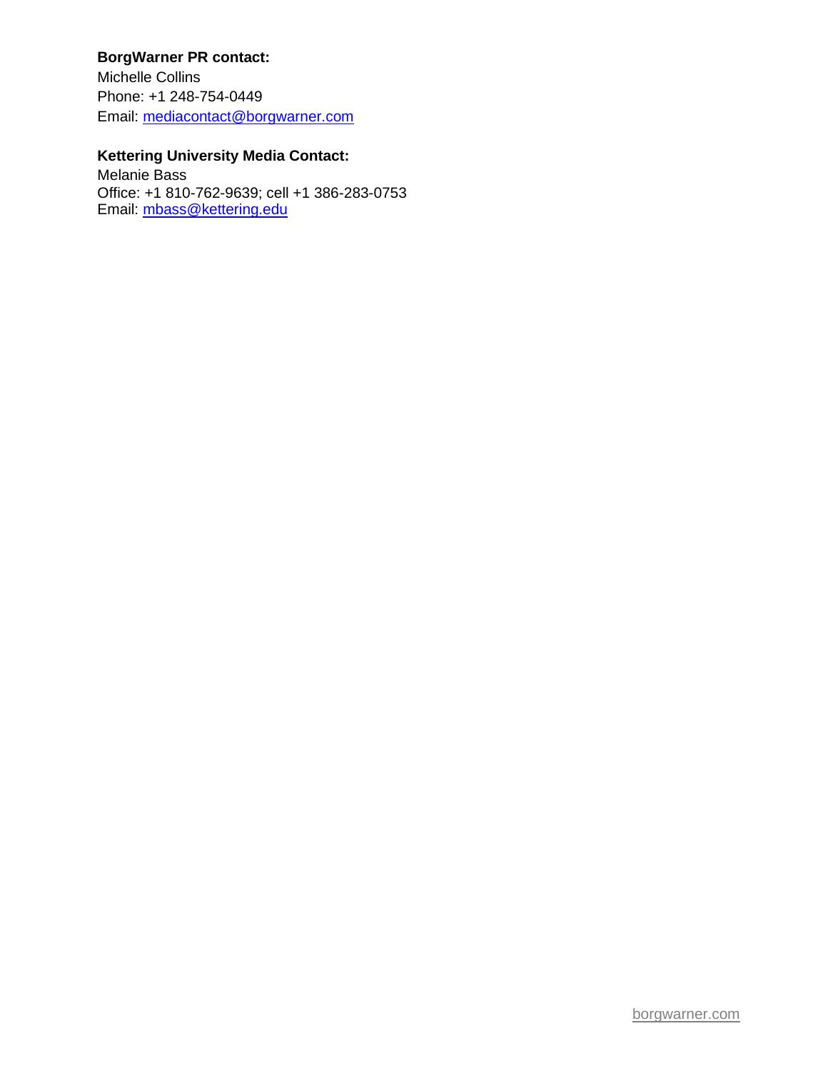**BorgWarner PR contact:**
Michelle Collins
Phone: +1 248-754-0449
Email: mediacontact@borgwarner.com

**Kettering University Media Contact:**
Melanie Bass
Office: +1 810-762-9639; cell +1 386-283-0753
Email: mbass@kettering.edu